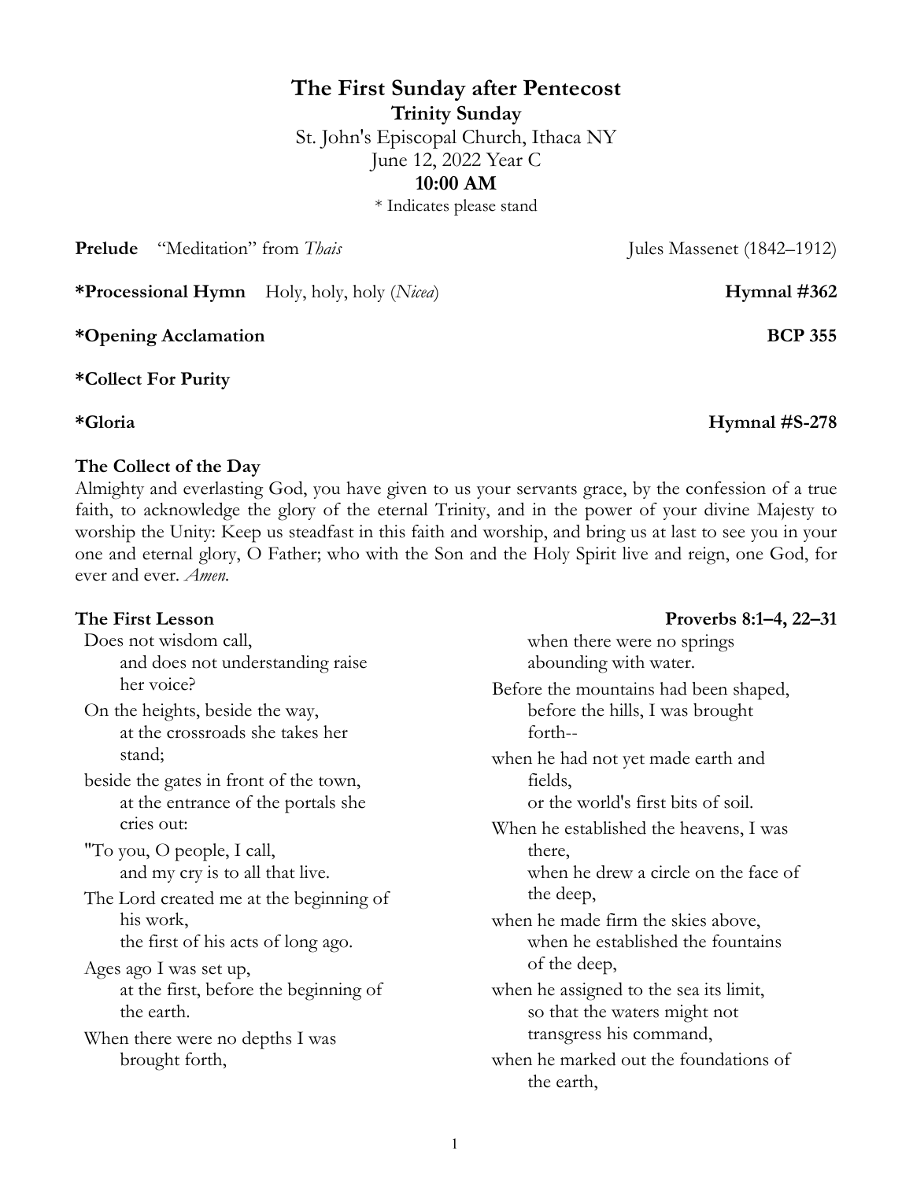# The First Sunday after Pentecost

## Trinity Sunday

St. John's Episcopal Church, Ithaca NY
June 12, 2022 Year C
**10:00 AM**
* Indicates please stand

**Prelude** "Meditation" from *Thais* — Jules Massenet (1842–1912)

***Processional Hymn** Holy, holy, holy (*Nicea*) — **Hymnal #362**

***Opening Acclamation** — **BCP 355**

***Collect For Purity**

***Gloria** — **Hymnal #S-278**

**The Collect of the Day**

Almighty and everlasting God, you have given to us your servants grace, by the confession of a true faith, to acknowledge the glory of the eternal Trinity, and in the power of your divine Majesty to worship the Unity: Keep us steadfast in this faith and worship, and bring us at last to see you in your one and eternal glory, O Father; who with the Son and the Holy Spirit live and reign, one God, for ever and ever. *Amen.*

**The First Lesson** — **Proverbs 8:1–4, 22–31**

Does not wisdom call,
 and does not understanding raise her voice?
On the heights, beside the way,
 at the crossroads she takes her stand;
beside the gates in front of the town,
 at the entrance of the portals she cries out:
"To you, O people, I call,
 and my cry is to all that live.
The Lord created me at the beginning of his work,
 the first of his acts of long ago.
Ages ago I was set up,
 at the first, before the beginning of the earth.
When there were no depths I was brought forth,
 when there were no springs abounding with water.
Before the mountains had been shaped,
 before the hills, I was brought forth--
when he had not yet made earth and fields,
 or the world's first bits of soil.
When he established the heavens, I was there,
 when he drew a circle on the face of the deep,
when he made firm the skies above,
 when he established the fountains of the deep,
when he assigned to the sea its limit,
 so that the waters might not transgress his command,
when he marked out the foundations of the earth,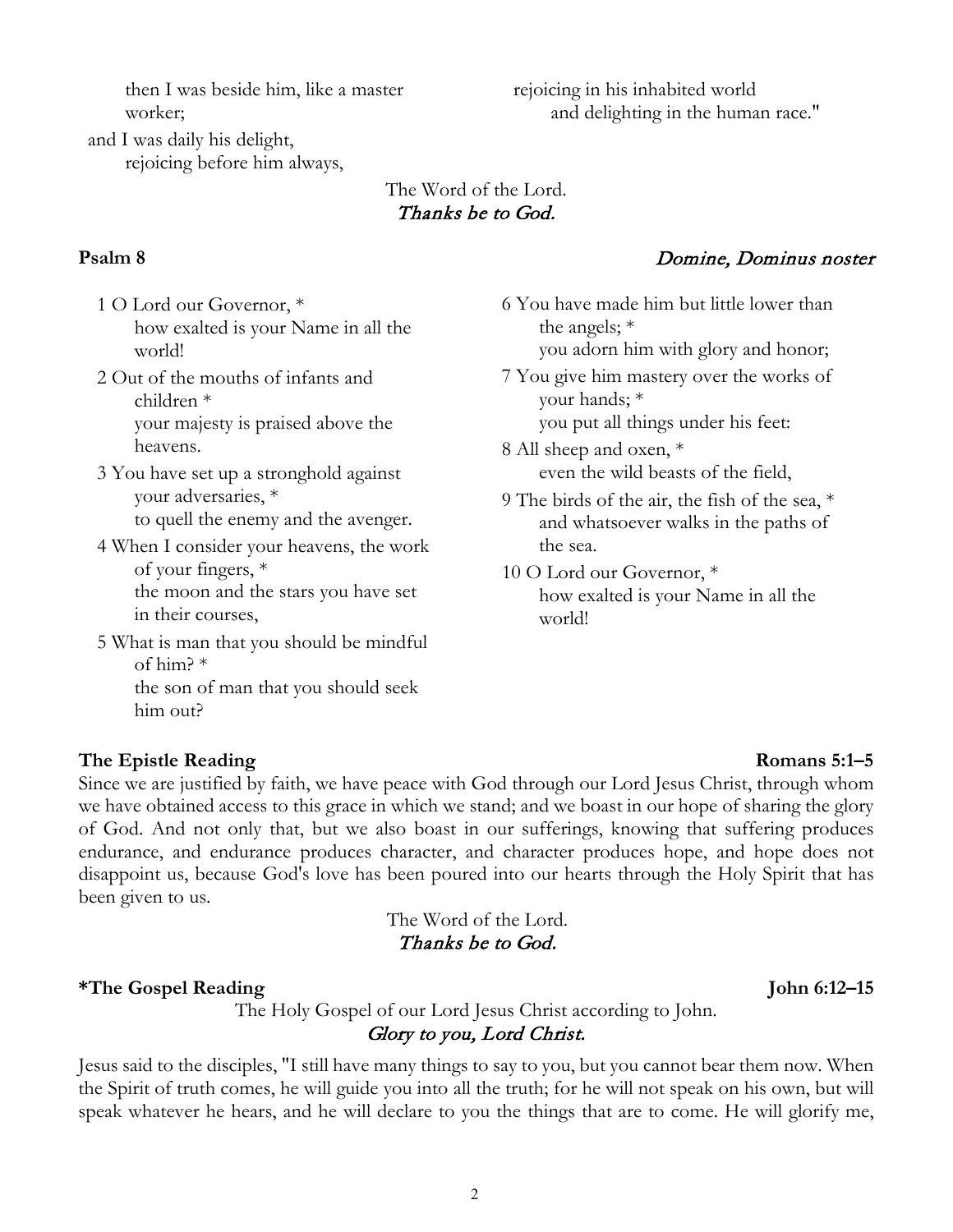then I was beside him, like a master worker;
and I was daily his delight,
rejoicing before him always,
rejoicing in his inhabited world
and delighting in the human race."

The Word of the Lord.
*Thanks be to God.*

**Psalm 8** *Domine, Dominus noster*

1 O Lord our Governor, *
how exalted is your Name in all the world!

2 Out of the mouths of infants and children *
your majesty is praised above the heavens.

3 You have set up a stronghold against your adversaries, *
to quell the enemy and the avenger.

4 When I consider your heavens, the work of your fingers, *
the moon and the stars you have set in their courses,

5 What is man that you should be mindful of him? *
the son of man that you should seek him out?

6 You have made him but little lower than the angels; *
you adorn him with glory and honor;

7 You give him mastery over the works of your hands; *
you put all things under his feet:

8 All sheep and oxen, *
even the wild beasts of the field,

9 The birds of the air, the fish of the sea, *
and whatsoever walks in the paths of the sea.

10 O Lord our Governor, *
how exalted is your Name in all the world!

**The Epistle Reading** **Romans 5:1–5**

Since we are justified by faith, we have peace with God through our Lord Jesus Christ, through whom we have obtained access to this grace in which we stand; and we boast in our hope of sharing the glory of God. And not only that, but we also boast in our sufferings, knowing that suffering produces endurance, and endurance produces character, and character produces hope, and hope does not disappoint us, because God's love has been poured into our hearts through the Holy Spirit that has been given to us.

The Word of the Lord.
*Thanks be to God.*

**\*The Gospel Reading** **John 6:12–15**

The Holy Gospel of our Lord Jesus Christ according to John.
*Glory to you, Lord Christ.*

Jesus said to the disciples, "I still have many things to say to you, but you cannot bear them now. When the Spirit of truth comes, he will guide you into all the truth; for he will not speak on his own, but will speak whatever he hears, and he will declare to you the things that are to come. He will glorify me,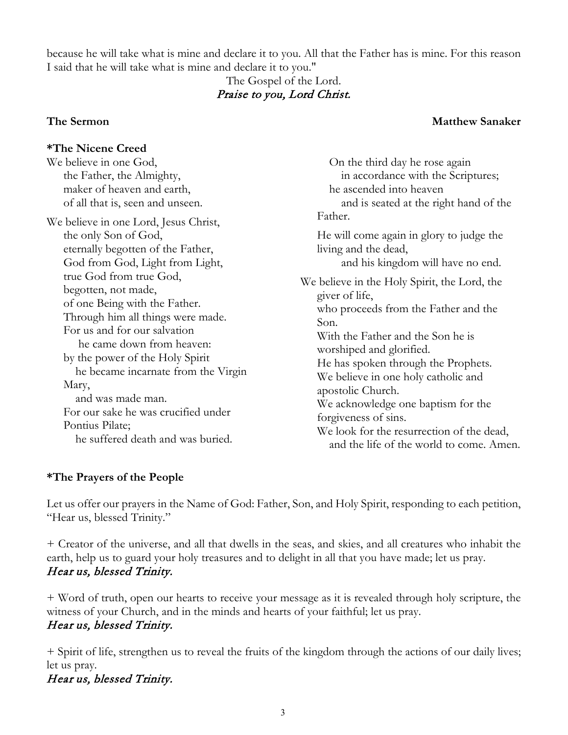because he will take what is mine and declare it to you. All that the Father has is mine. For this reason I said that he will take what is mine and declare it to you."

The Gospel of the Lord.
*Praise to you, Lord Christ.*

**The Sermon** **Matthew Sanaker**

**\*The Nicene Creed**

We believe in one God,
the Father, the Almighty,
maker of heaven and earth,
of all that is, seen and unseen.

We believe in one Lord, Jesus Christ,
the only Son of God,
eternally begotten of the Father,
God from God, Light from Light,
true God from true God,
begotten, not made,
of one Being with the Father.
Through him all things were made.
For us and for our salvation
he came down from heaven:
by the power of the Holy Spirit
he became incarnate from the Virgin Mary,
and was made man.
For our sake he was crucified under Pontius Pilate;
he suffered death and was buried.
On the third day he rose again
in accordance with the Scriptures;
he ascended into heaven
and is seated at the right hand of the Father.
He will come again in glory to judge the living and the dead,
and his kingdom will have no end.

We believe in the Holy Spirit, the Lord, the giver of life,
who proceeds from the Father and the Son.
With the Father and the Son he is worshiped and glorified.
He has spoken through the Prophets.
We believe in one holy catholic and apostolic Church.
We acknowledge one baptism for the forgiveness of sins.
We look for the resurrection of the dead,
and the life of the world to come. Amen.

**\*The Prayers of the People**

Let us offer our prayers in the Name of God: Father, Son, and Holy Spirit, responding to each petition, "Hear us, blessed Trinity."

+ Creator of the universe, and all that dwells in the seas, and skies, and all creatures who inhabit the earth, help us to guard your holy treasures and to delight in all that you have made; let us pray.
*Hear us, blessed Trinity.*

+ Word of truth, open our hearts to receive your message as it is revealed through holy scripture, the witness of your Church, and in the minds and hearts of your faithful; let us pray.
*Hear us, blessed Trinity.*

+ Spirit of life, strengthen us to reveal the fruits of the kingdom through the actions of our daily lives; let us pray.
*Hear us, blessed Trinity.*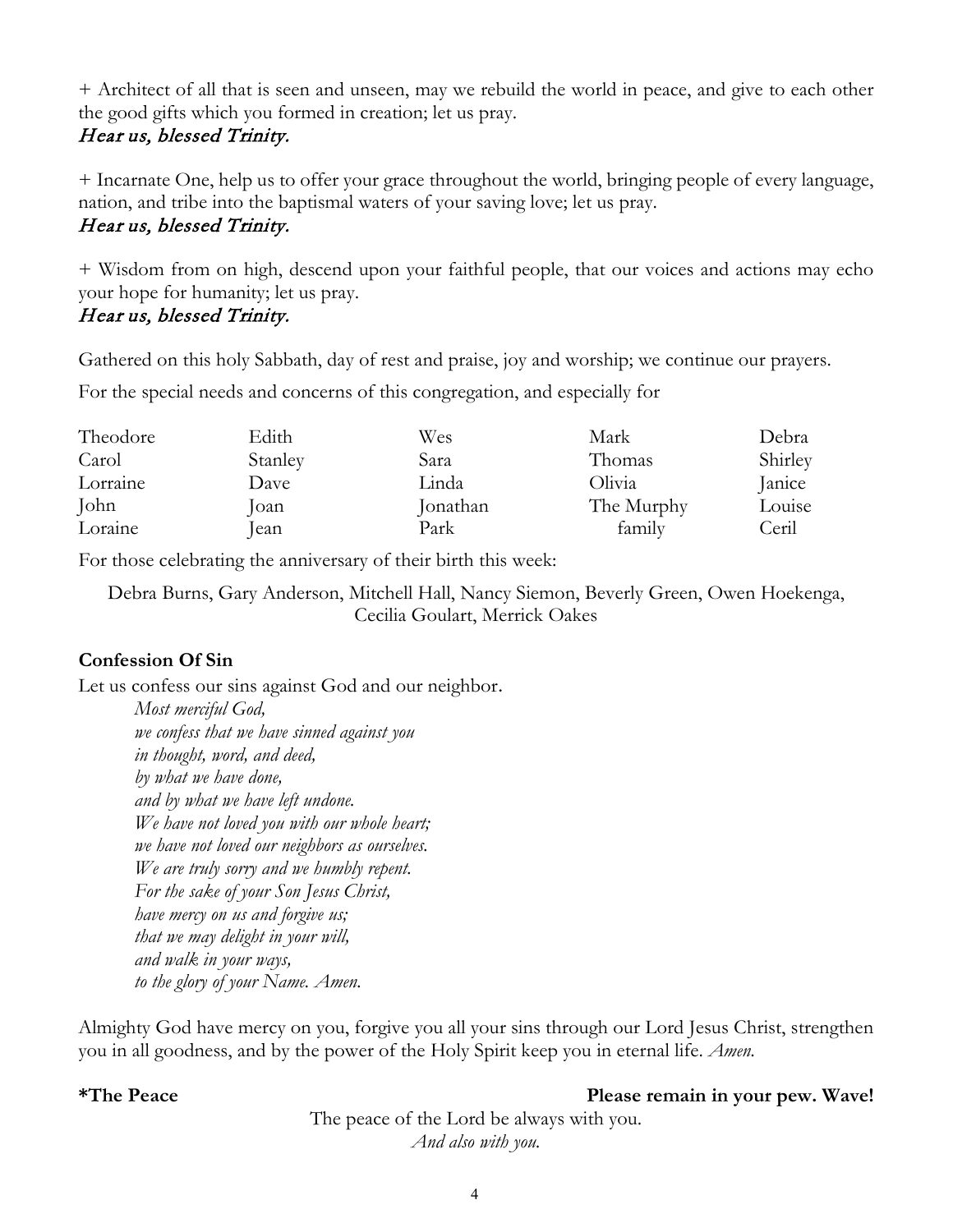+ Architect of all that is seen and unseen, may we rebuild the world in peace, and give to each other the good gifts which you formed in creation; let us pray.
*Hear us, blessed Trinity.*

+ Incarnate One, help us to offer your grace throughout the world, bringing people of every language, nation, and tribe into the baptismal waters of your saving love; let us pray.
*Hear us, blessed Trinity.*

+ Wisdom from on high, descend upon your faithful people, that our voices and actions may echo your hope for humanity; let us pray.
*Hear us, blessed Trinity.*

Gathered on this holy Sabbath, day of rest and praise, joy and worship; we continue our prayers.

For the special needs and concerns of this congregation, and especially for

| | | | | |
|---|---|---|---|---|
| Theodore | Edith | Wes | Mark | Debra |
| Carol | Stanley | Sara | Thomas | Shirley |
| Lorraine | Dave | Linda | Olivia | Janice |
| John | Joan | Jonathan | The Murphy family | Louise |
| Loraine | Jean | Park | | Ceril |

For those celebrating the anniversary of their birth this week:

Debra Burns, Gary Anderson, Mitchell Hall, Nancy Siemon, Beverly Green, Owen Hoekenga, Cecilia Goulart, Merrick Oakes

**Confession Of Sin**

Let us confess our sins against God and our neighbor.

*Most merciful God,*
*we confess that we have sinned against you*
*in thought, word, and deed,*
*by what we have done,*
*and by what we have left undone.*
*We have not loved you with our whole heart;*
*we have not loved our neighbors as ourselves.*
*We are truly sorry and we humbly repent.*
*For the sake of your Son Jesus Christ,*
*have mercy on us and forgive us;*
*that we may delight in your will,*
*and walk in your ways,*
*to the glory of your Name. Amen.*

Almighty God have mercy on you, forgive you all your sins through our Lord Jesus Christ, strengthen you in all goodness, and by the power of the Holy Spirit keep you in eternal life. *Amen.*

**\*The Peace** **Please remain in your pew. Wave!**

The peace of the Lord be always with you.
*And also with you.*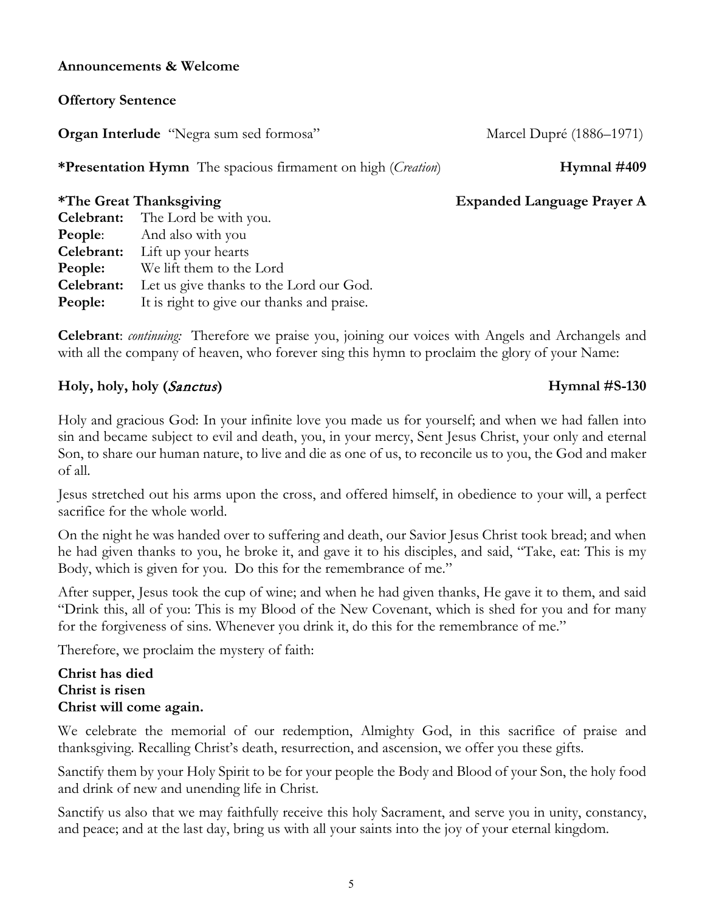**Announcements & Welcome**

**Offertory Sentence**

**Organ Interlude** "Negra sum sed formosa" Marcel Dupré (1886–1971)

***Presentation Hymn** The spacious firmament on high (*Creation*) **Hymnal #409**

**\*The Great Thanksgiving** **Expanded Language Prayer A**

**Celebrant:** The Lord be with you.
**People**: And also with you
**Celebrant:** Lift up your hearts
**People:** We lift them to the Lord
**Celebrant:** Let us give thanks to the Lord our God.
**People:** It is right to give our thanks and praise.

**Celebrant**: *continuing:* Therefore we praise you, joining our voices with Angels and Archangels and with all the company of heaven, who forever sing this hymn to proclaim the glory of your Name:

**Holy, holy, holy (*Sanctus*)** **Hymnal #S-130**

Holy and gracious God: In your infinite love you made us for yourself; and when we had fallen into sin and became subject to evil and death, you, in your mercy, Sent Jesus Christ, your only and eternal Son, to share our human nature, to live and die as one of us, to reconcile us to you, the God and maker of all.

Jesus stretched out his arms upon the cross, and offered himself, in obedience to your will, a perfect sacrifice for the whole world.

On the night he was handed over to suffering and death, our Savior Jesus Christ took bread; and when he had given thanks to you, he broke it, and gave it to his disciples, and said, "Take, eat: This is my Body, which is given for you. Do this for the remembrance of me."

After supper, Jesus took the cup of wine; and when he had given thanks, He gave it to them, and said "Drink this, all of you: This is my Blood of the New Covenant, which is shed for you and for many for the forgiveness of sins. Whenever you drink it, do this for the remembrance of me."

Therefore, we proclaim the mystery of faith:

**Christ has died**
**Christ is risen**
**Christ will come again.**

We celebrate the memorial of our redemption, Almighty God, in this sacrifice of praise and thanksgiving. Recalling Christ's death, resurrection, and ascension, we offer you these gifts.

Sanctify them by your Holy Spirit to be for your people the Body and Blood of your Son, the holy food and drink of new and unending life in Christ.

Sanctify us also that we may faithfully receive this holy Sacrament, and serve you in unity, constancy, and peace; and at the last day, bring us with all your saints into the joy of your eternal kingdom.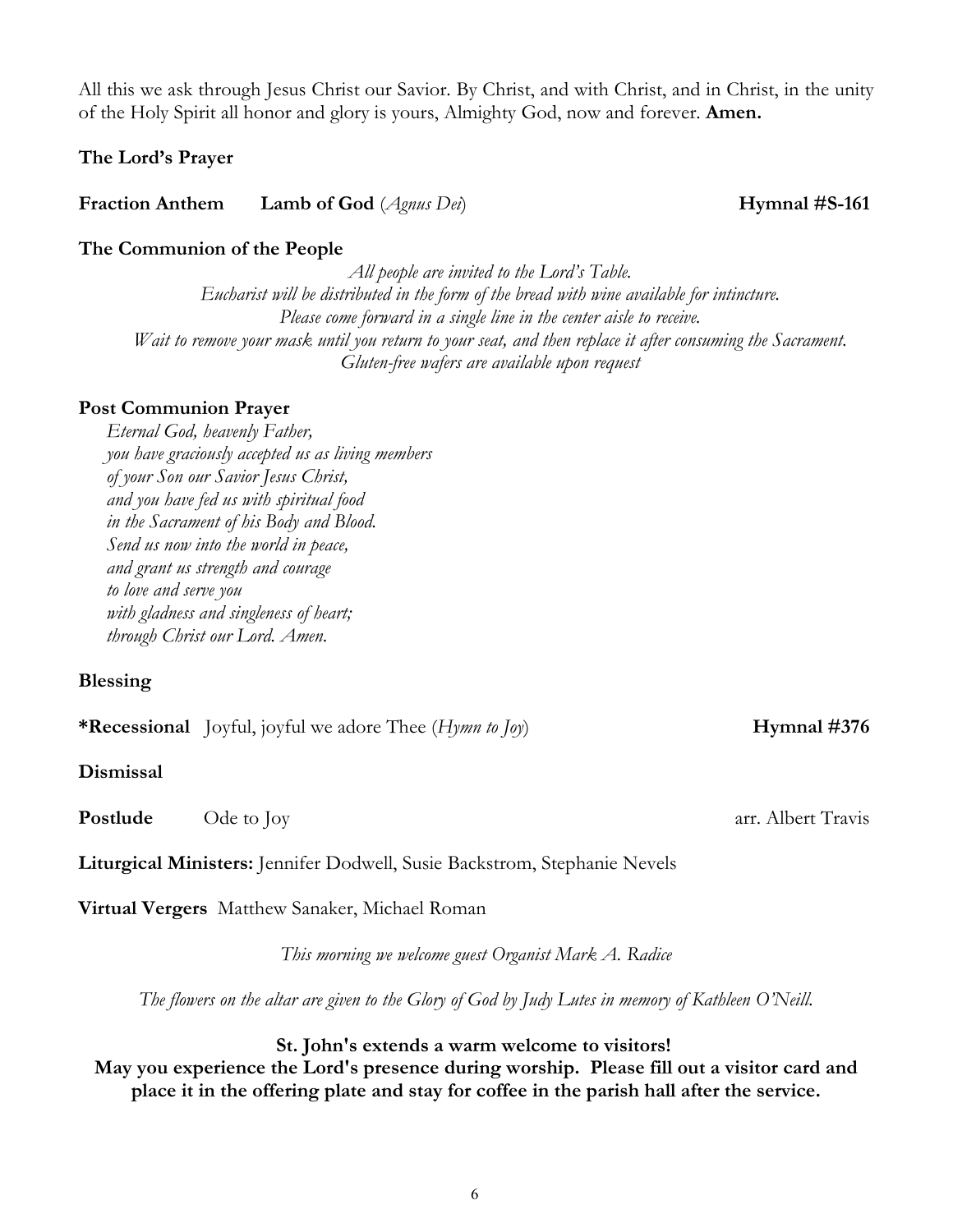All this we ask through Jesus Christ our Savior. By Christ, and with Christ, and in Christ, in the unity of the Holy Spirit all honor and glory is yours, Almighty God, now and forever. **Amen.**

**The Lord's Prayer**

**Fraction Anthem** **Lamb of God** (*Agnus Dei*) **Hymnal #S-161**

**The Communion of the People**

*All people are invited to the Lord's Table.*
*Eucharist will be distributed in the form of the bread with wine available for intincture.*
*Please come forward in a single line in the center aisle to receive.*
*Wait to remove your mask until you return to your seat, and then replace it after consuming the Sacrament.*
*Gluten-free wafers are available upon request*

**Post Communion Prayer**

*Eternal God, heavenly Father,*
*you have graciously accepted us as living members*
*of your Son our Savior Jesus Christ,*
*and you have fed us with spiritual food*
*in the Sacrament of his Body and Blood.*
*Send us now into the world in peace,*
*and grant us strength and courage*
*to love and serve you*
*with gladness and singleness of heart;*
*through Christ our Lord. Amen.*

**Blessing**

***Recessional** Joyful, joyful we adore Thee (*Hymn to Joy*) **Hymnal #376**

**Dismissal**

**Postlude** Ode to Joy arr. Albert Travis

**Liturgical Ministers:** Jennifer Dodwell, Susie Backstrom, Stephanie Nevels

**Virtual Vergers** Matthew Sanaker, Michael Roman

*This morning we welcome guest Organist Mark A. Radice*

*The flowers on the altar are given to the Glory of God by Judy Lutes in memory of Kathleen O'Neill.*

**St. John's extends a warm welcome to visitors!**
**May you experience the Lord's presence during worship. Please fill out a visitor card and place it in the offering plate and stay for coffee in the parish hall after the service.**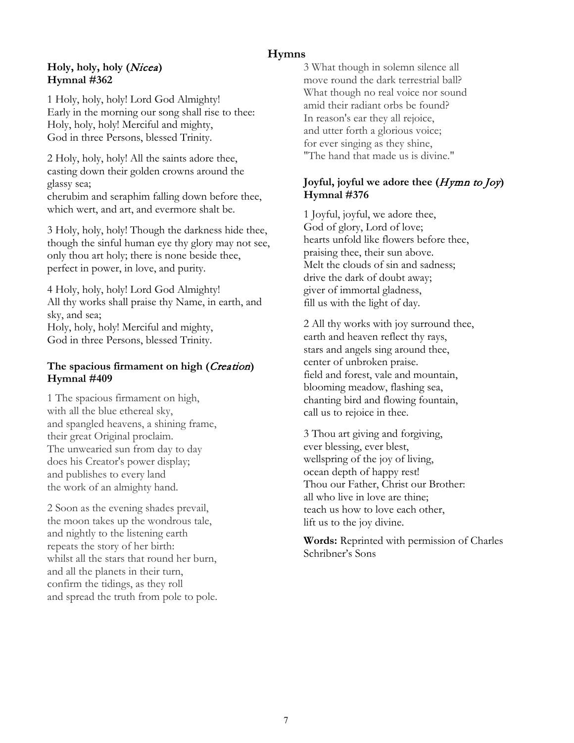## Hymns

### Holy, holy, holy (*Nicea*) Hymnal #362

1 Holy, holy, holy! Lord God Almighty!
Early in the morning our song shall rise to thee:
Holy, holy, holy! Merciful and mighty,
God in three Persons, blessed Trinity.

2 Holy, holy, holy! All the saints adore thee,
casting down their golden crowns around the glassy sea;
cherubim and seraphim falling down before thee,
which wert, and art, and evermore shalt be.

3 Holy, holy, holy! Though the darkness hide thee,
though the sinful human eye thy glory may not see,
only thou art holy; there is none beside thee,
perfect in power, in love, and purity.

4 Holy, holy, holy! Lord God Almighty!
All thy works shall praise thy Name, in earth, and sky, and sea;
Holy, holy, holy! Merciful and mighty,
God in three Persons, blessed Trinity.

### The spacious firmament on high (*Creation*) Hymnal #409

1 The spacious firmament on high,
with all the blue ethereal sky,
and spangled heavens, a shining frame,
their great Original proclaim.
The unwearied sun from day to day
does his Creator's power display;
and publishes to every land
the work of an almighty hand.

2 Soon as the evening shades prevail,
the moon takes up the wondrous tale,
and nightly to the listening earth
repeats the story of her birth:
whilst all the stars that round her burn,
and all the planets in their turn,
confirm the tidings, as they roll
and spread the truth from pole to pole.

3 What though in solemn silence all
move round the dark terrestrial ball?
What though no real voice nor sound
amid their radiant orbs be found?
In reason's ear they all rejoice,
and utter forth a glorious voice;
for ever singing as they shine,
"The hand that made us is divine."

### Joyful, joyful we adore thee (*Hymn to Joy*) Hymnal #376

1 Joyful, joyful, we adore thee,
God of glory, Lord of love;
hearts unfold like flowers before thee,
praising thee, their sun above.
Melt the clouds of sin and sadness;
drive the dark of doubt away;
giver of immortal gladness,
fill us with the light of day.

2 All thy works with joy surround thee,
earth and heaven reflect thy rays,
stars and angels sing around thee,
center of unbroken praise.
field and forest, vale and mountain,
blooming meadow, flashing sea,
chanting bird and flowing fountain,
call us to rejoice in thee.

3 Thou art giving and forgiving,
ever blessing, ever blest,
wellspring of the joy of living,
ocean depth of happy rest!
Thou our Father, Christ our Brother:
all who live in love are thine;
teach us how to love each other,
lift us to the joy divine.

**Words:** Reprinted with permission of Charles Schribner's Sons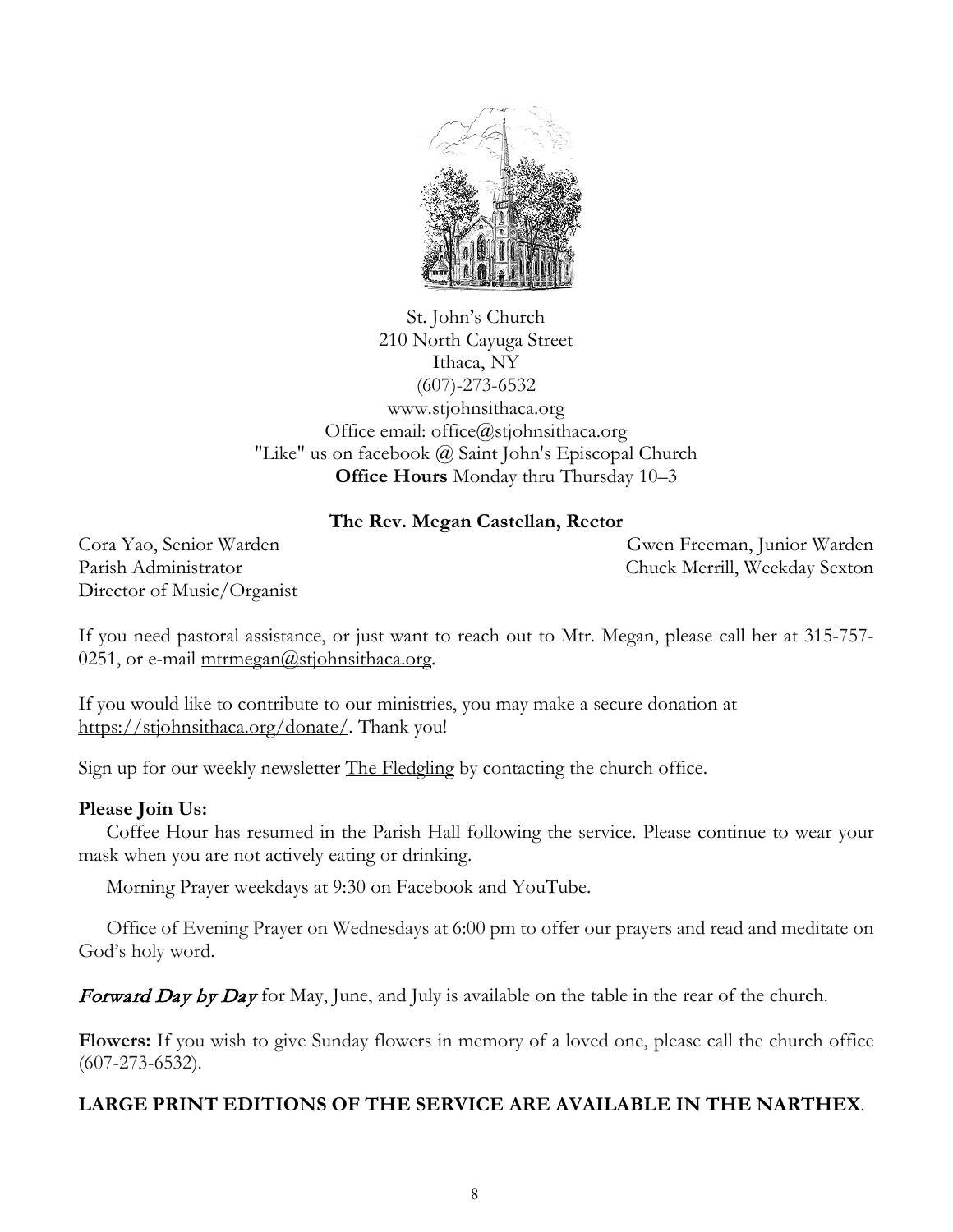St. John's Church
210 North Cayuga Street
Ithaca, NY
(607)-273-6532
www.stjohnsithaca.org
Office email: office@stjohnsithaca.org
"Like" us on facebook @ Saint John's Episcopal Church
**Office Hours** Monday thru Thursday 10–3

**The Rev. Megan Castellan, Rector**

Cora Yao, Senior Warden
Gwen Freeman, Junior Warden
Parish Administrator
Chuck Merrill, Weekday Sexton
Director of Music/Organist

If you need pastoral assistance, or just want to reach out to Mtr. Megan, please call her at 315-757-0251, or e-mail mtrmegan@stjohnsithaca.org.

If you would like to contribute to our ministries, you may make a secure donation at https://stjohnsithaca.org/donate/. Thank you!

Sign up for our weekly newsletter The Fledgling by contacting the church office.

**Please Join Us:**

Coffee Hour has resumed in the Parish Hall following the service. Please continue to wear your mask when you are not actively eating or drinking.

Morning Prayer weekdays at 9:30 on Facebook and YouTube.

Office of Evening Prayer on Wednesdays at 6:00 pm to offer our prayers and read and meditate on God's holy word.

*Forward Day by Day* for May, June, and July is available on the table in the rear of the church.

**Flowers:** If you wish to give Sunday flowers in memory of a loved one, please call the church office (607-273-6532).

**LARGE PRINT EDITIONS OF THE SERVICE ARE AVAILABLE IN THE NARTHEX**.